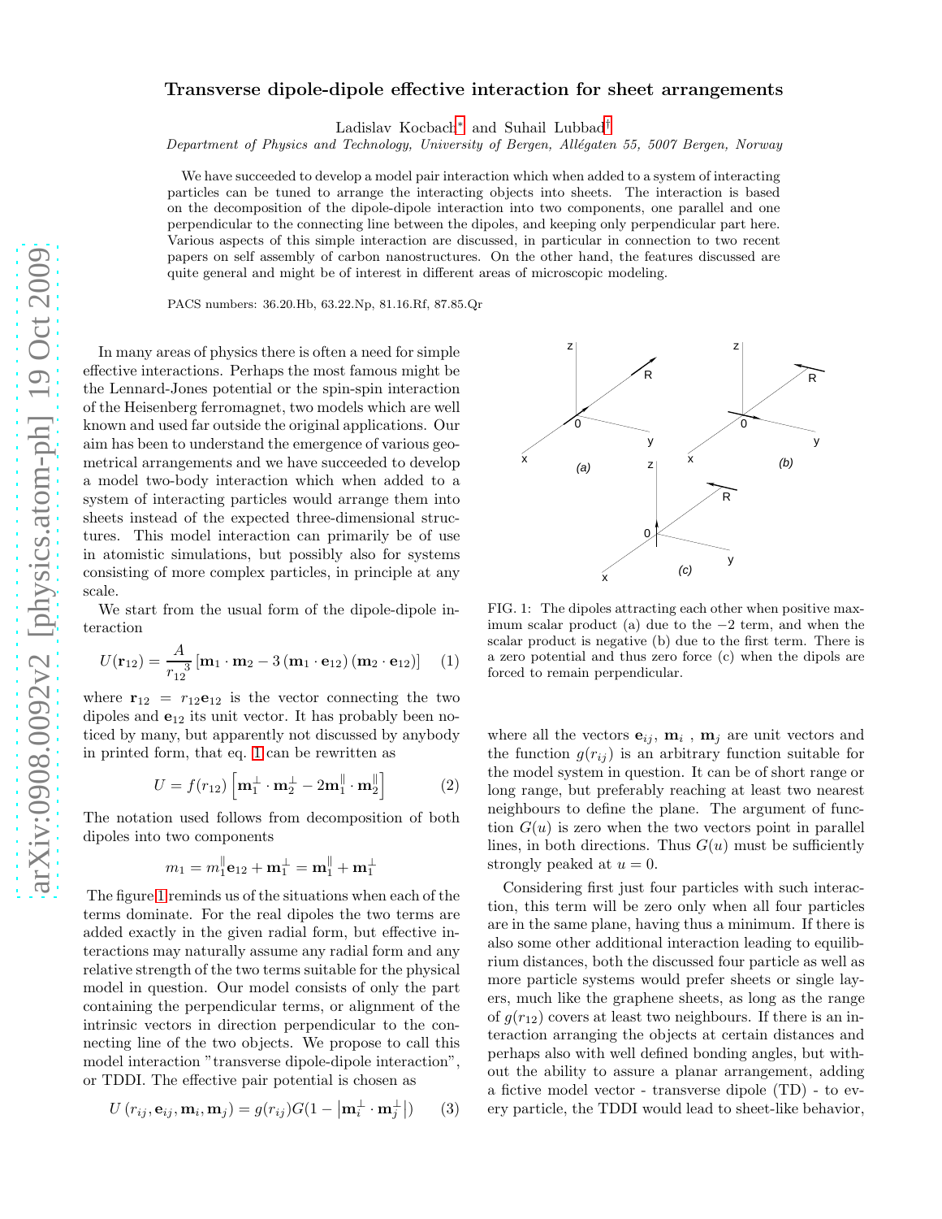# Transverse dipole-dipole effective interaction for sheet arrangements

Ladislav Kocbach[*] and Suhail Lubbad[†]

*Department of Physics and Technology, University of Bergen, Allégaten 55, 5007 Bergen, Norway*

We have succeeded to develop a model pair interaction which when added to a system of interacting particles can be tuned to arrange the interacting objects into sheets. The interaction is based on the decomposition of the dipole-dipole interaction into two components, one parallel and one perpendicular to the connecting line between the dipoles, and keeping only perpendicular part here. Various aspects of this simple interaction are discussed, in particular in connection to two recent papers on self assembly of carbon nanostructures. On the other hand, the features discussed are quite general and might be of interest in different areas of microscopic modeling.

PACS numbers: 36.20.Hb, 63.22.Np, 81.16.Rf, 87.85.Qr

In many areas of physics there is often a need for simple effective interactions. Perhaps the most famous might be the Lennard-Jones potential or the spin-spin interaction of the Heisenberg ferromagnet, two models which are well known and used far outside the original applications. Our aim has been to understand the emergence of various geometrical arrangements and we have succeeded to develop a model two-body interaction which when added to a system of interacting particles would arrange them into sheets instead of the expected three-dimensional structures. This model interaction can primarily be of use in atomistic simulations, but possibly also for systems consisting of more complex particles, in principle at any scale.

We start from the usual form of the dipole-dipole interaction

$$U(\mathbf{r}_{12}) = \frac{A}{{r_{12}}^3}\left[\mathbf{m}_1\cdot\mathbf{m}_2 - 3\left(\mathbf{m}_1\cdot\mathbf{e}_{12}\right)\left(\mathbf{m}_2\cdot\mathbf{e}_{12}\right)\right] \quad (1)$$

where $\mathbf{r}_{12} = r_{12}\mathbf{e}_{12}$ is the vector connecting the two dipoles and $\mathbf{e}_{12}$ its unit vector. It has probably been noticed by many, but apparently not discussed by anybody in printed form, that eq. 1 can be rewritten as

$$U = f(r_{12})\left[\mathbf{m}_1^{\perp}\cdot\mathbf{m}_2^{\perp} - 2\mathbf{m}_1^{\parallel}\cdot\mathbf{m}_2^{\parallel}\right] \quad (2)$$

The notation used follows from decomposition of both dipoles into two components

$$m_1 = m_1^{\parallel}\mathbf{e}_{12} + \mathbf{m}_1^{\perp} = \mathbf{m}_1^{\parallel} + \mathbf{m}_1^{\perp}$$

The figure 1 reminds us of the situations when each of the terms dominate. For the real dipoles the two terms are added exactly in the given radial form, but effective interactions may naturally assume any radial form and any relative strength of the two terms suitable for the physical model in question. Our model consists of only the part containing the perpendicular terms, or alignment of the intrinsic vectors in direction perpendicular to the connecting line of the two objects. We propose to call this model interaction "transverse dipole-dipole interaction", or TDDI. The effective pair potential is chosen as

$$U\left(r_{ij}, \mathbf{e}_{ij}, \mathbf{m}_i, \mathbf{m}_j\right) = g(r_{ij})G(1 - \left|\mathbf{m}_i^{\perp}\cdot\mathbf{m}_j^{\perp}\right|) \quad (3)$$

FIG. 1: The dipoles attracting each other when positive maximum scalar product (a) due to the $-2$ term, and when the scalar product is negative (b) due to the first term. There is a zero potential and thus zero force (c) when the dipols are forced to remain perpendicular.

where all the vectors $\mathbf{e}_{ij}$, $\mathbf{m}_i$ , $\mathbf{m}_j$ are unit vectors and the function $g(r_{ij})$ is an arbitrary function suitable for the model system in question. It can be of short range or long range, but preferably reaching at least two nearest neighbours to define the plane. The argument of function $G(u)$ is zero when the two vectors point in parallel lines, in both directions. Thus $G(u)$ must be sufficiently strongly peaked at $u = 0$.

Considering first just four particles with such interaction, this term will be zero only when all four particles are in the same plane, having thus a minimum. If there is also some other additional interaction leading to equilibrium distances, both the discussed four particle as well as more particle systems would prefer sheets or single layers, much like the graphene sheets, as long as the range of $g(r_{12})$ covers at least two neighbours. If there is an interaction arranging the objects at certain distances and perhaps also with well defined bonding angles, but without the ability to assure a planar arrangement, adding a fictive model vector - transverse dipole (TD) - to every particle, the TDDI would lead to sheet-like behavior,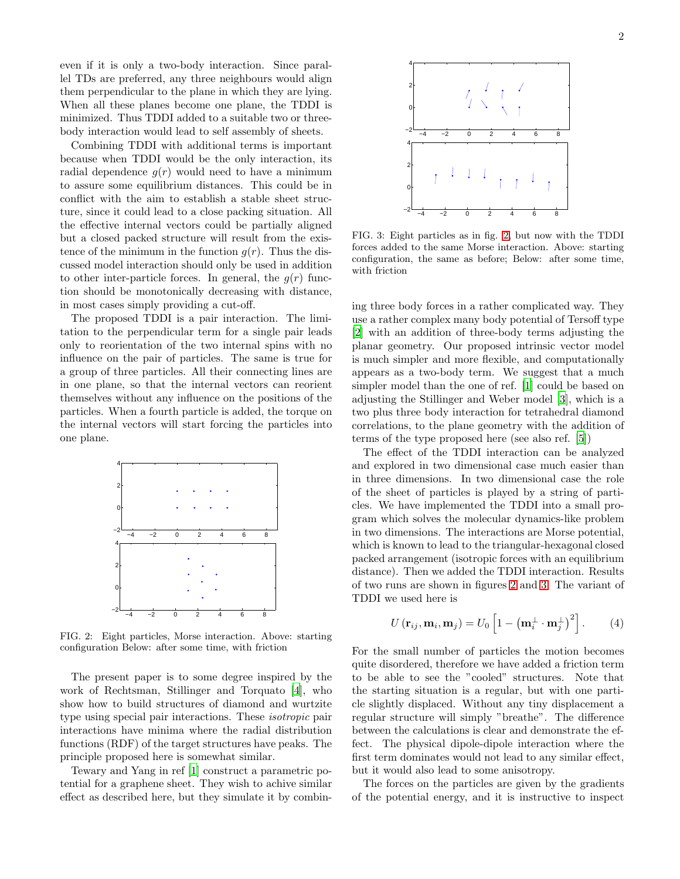even if it is only a two-body interaction. Since parallel TDs are preferred, any three neighbours would align them perpendicular to the plane in which they are lying. When all these planes become one plane, the TDDI is minimized. Thus TDDI added to a suitable two or three-body interaction would lead to self assembly of sheets.

Combining TDDI with additional terms is important because when TDDI would be the only interaction, its radial dependence $g(r)$ would need to have a minimum to assure some equilibrium distances. This could be in conflict with the aim to establish a stable sheet structure, since it could lead to a close packing situation. All the effective internal vectors could be partially aligned but a closed packed structure will result from the existence of the minimum in the function $g(r)$. Thus the discussed model interaction should only be used in addition to other inter-particle forces. In general, the $g(r)$ function should be monotonically decreasing with distance, in most cases simply providing a cut-off.

The proposed TDDI is a pair interaction. The limitation to the perpendicular term for a single pair leads only to reorientation of the two internal spins with no influence on the pair of particles. The same is true for a group of three particles. All their connecting lines are in one plane, so that the internal vectors can reorient themselves without any influence on the positions of the particles. When a fourth particle is added, the torque on the internal vectors will start forcing the particles into one plane.

FIG. 2: Eight particles, Morse interaction. Above: starting configuration Below: after some time, with friction

The present paper is to some degree inspired by the work of Rechtsman, Stillinger and Torquato [4], who show how to build structures of diamond and wurtzite type using special pair interactions. These *isotropic* pair interactions have minima where the radial distribution functions (RDF) of the target structures have peaks. The principle proposed here is somewhat similar.

Tewary and Yang in ref [1] construct a parametric potential for a graphene sheet. They wish to achive similar effect as described here, but they simulate it by combining three body forces in a rather complicated way. They use a rather complex many body potential of Tersoff type [2] with an addition of three-body terms adjusting the planar geometry. Our proposed intrinsic vector model is much simpler and more flexible, and computationally appears as a two-body term. We suggest that a much simpler model than the one of ref. [1] could be based on adjusting the Stillinger and Weber model [3], which is a two plus three body interaction for tetrahedral diamond correlations, to the plane geometry with the addition of terms of the type proposed here (see also ref. [5])

FIG. 3: Eight particles as in fig. 2, but now with the TDDI forces added to the same Morse interaction. Above: starting configuration, the same as before; Below: after some time, with friction

The effect of the TDDI interaction can be analyzed and explored in two dimensional case much easier than in three dimensions. In two dimensional case the role of the sheet of particles is played by a string of particles. We have implemented the TDDI into a small program which solves the molecular dynamics-like problem in two dimensions. The interactions are Morse potential, which is known to lead to the triangular-hexagonal closed packed arrangement (isotropic forces with an equilibrium distance). Then we added the TDDI interaction. Results of two runs are shown in figures 2 and 3. The variant of TDDI we used here is

$$U\left(\mathbf{r}_{ij}, \mathbf{m}_i, \mathbf{m}_j\right) = U_0\left[1 - \left(\mathbf{m}_i^{\perp} \cdot \mathbf{m}_j^{\perp}\right)^2\right]. \qquad (4)$$

For the small number of particles the motion becomes quite disordered, therefore we have added a friction term to be able to see the "cooled" structures. Note that the starting situation is a regular, but with one particle slightly displaced. Without any tiny displacement a regular structure will simply "breathe". The difference between the calculations is clear and demonstrate the effect. The physical dipole-dipole interaction where the first term dominates would not lead to any similar effect, but it would also lead to some anisotropy.

The forces on the particles are given by the gradients of the potential energy, and it is instructive to inspect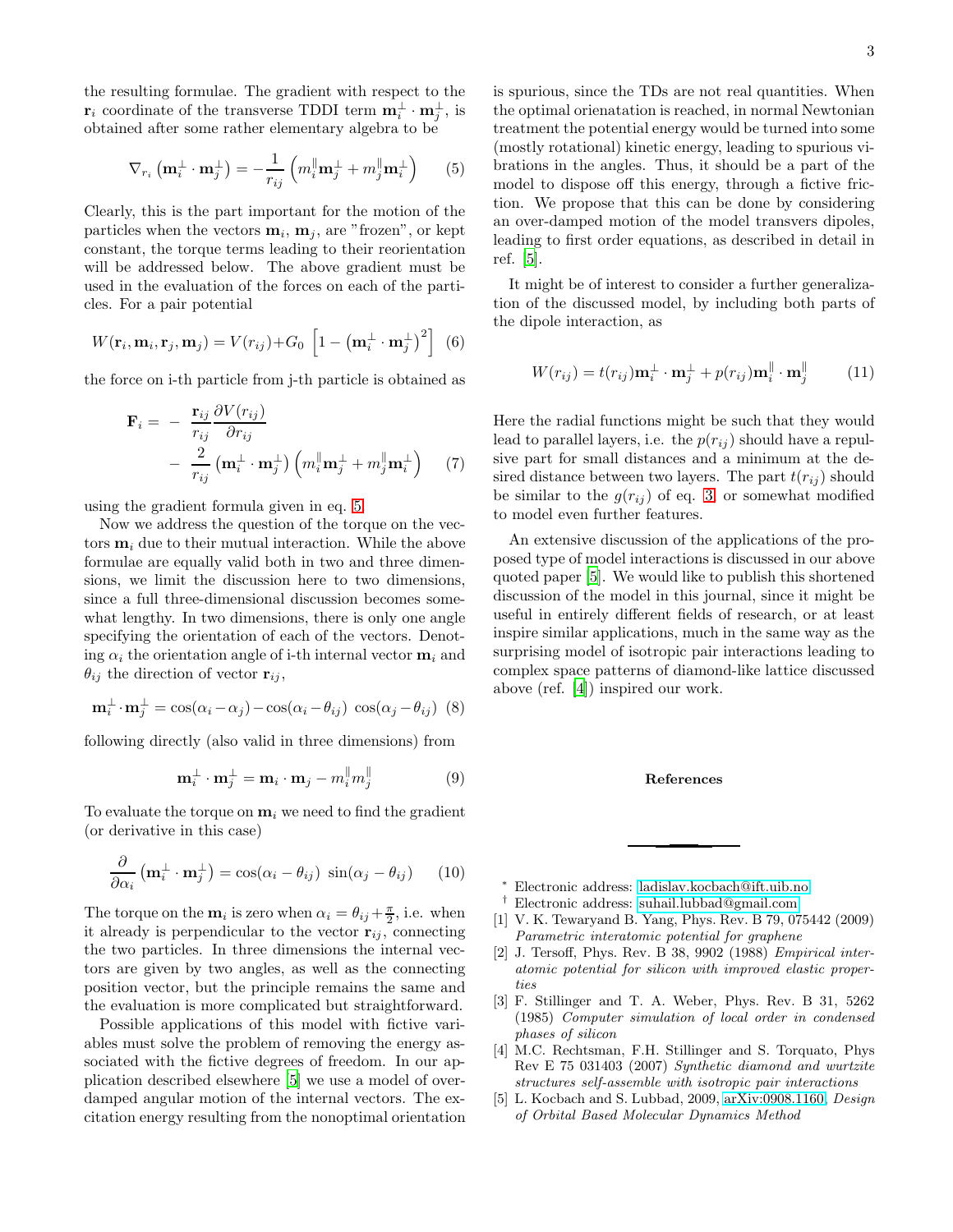the resulting formulae. The gradient with respect to the $\mathbf{r}_i$ coordinate of the transverse TDDI term $\mathbf{m}_i^\perp \cdot \mathbf{m}_j^\perp$, is obtained after some rather elementary algebra to be

$$\nabla_{r_i}\left(\mathbf{m}_i^\perp \cdot \mathbf{m}_j^\perp\right) = -\frac{1}{r_{ij}}\left(m_i^\parallel \mathbf{m}_j^\perp + m_j^\parallel \mathbf{m}_i^\perp\right) \quad (5)$$

Clearly, this is the part important for the motion of the particles when the vectors $\mathbf{m}_i$, $\mathbf{m}_j$, are "frozen", or kept constant, the torque terms leading to their reorientation will be addressed below. The above gradient must be used in the evaluation of the forces on each of the particles. For a pair potential

$$W(\mathbf{r}_i, \mathbf{m}_i, \mathbf{r}_j, \mathbf{m}_j) = V(r_{ij}) + G_0\left[1 - \left(\mathbf{m}_i^\perp \cdot \mathbf{m}_j^\perp\right)^2\right] \quad (6)$$

the force on i-th particle from j-th particle is obtained as

$$\begin{aligned}\mathbf{F}_i = &-\frac{\mathbf{r}_{ij}}{r_{ij}}\frac{\partial V(r_{ij})}{\partial r_{ij}} \\ &-\frac{2}{r_{ij}}\left(\mathbf{m}_i^\perp \cdot \mathbf{m}_j^\perp\right)\left(m_i^\parallel \mathbf{m}_j^\perp + m_j^\parallel \mathbf{m}_i^\perp\right) \quad (7)\end{aligned}$$

using the gradient formula given in eq. 5

Now we address the question of the torque on the vectors $\mathbf{m}_i$ due to their mutual interaction. While the above formulae are equally valid both in two and three dimensions, we limit the discussion here to two dimensions, since a full three-dimensional discussion becomes somewhat lengthy. In two dimensions, there is only one angle specifying the orientation of each of the vectors. Denoting $\alpha_i$ the orientation angle of i-th internal vector $\mathbf{m}_i$ and $\theta_{ij}$ the direction of vector $\mathbf{r}_{ij}$,

$$\mathbf{m}_i^\perp \cdot \mathbf{m}_j^\perp = \cos(\alpha_i - \alpha_j) - \cos(\alpha_i - \theta_{ij})\ \cos(\alpha_j - \theta_{ij}) \quad (8)$$

following directly (also valid in three dimensions) from

$$\mathbf{m}_i^\perp \cdot \mathbf{m}_j^\perp = \mathbf{m}_i \cdot \mathbf{m}_j - m_i^\parallel m_j^\parallel \quad (9)$$

To evaluate the torque on $\mathbf{m}_i$ we need to find the gradient (or derivative in this case)

$$\frac{\partial}{\partial \alpha_i}\left(\mathbf{m}_i^\perp \cdot \mathbf{m}_j^\perp\right) = \cos(\alpha_i - \theta_{ij})\ \sin(\alpha_j - \theta_{ij}) \quad (10)$$

The torque on the $\mathbf{m}_i$ is zero when $\alpha_i = \theta_{ij} + \frac{\pi}{2}$, i.e. when it already is perpendicular to the vector $\mathbf{r}_{ij}$, connecting the two particles. In three dimensions the internal vectors are given by two angles, as well as the connecting position vector, but the principle remains the same and the evaluation is more complicated but straightforward.

Possible applications of this model with fictive variables must solve the problem of removing the energy associated with the fictive degrees of freedom. In our application described elsewhere [5] we use a model of overdamped angular motion of the internal vectors. The excitation energy resulting from the nonoptimal orientation is spurious, since the TDs are not real quantities. When the optimal orienatation is reached, in normal Newtonian treatment the potential energy would be turned into some (mostly rotational) kinetic energy, leading to spurious vibrations in the angles. Thus, it should be a part of the model to dispose off this energy, through a fictive friction. We propose that this can be done by considering an over-damped motion of the model transvers dipoles, leading to first order equations, as described in detail in ref. [5].

It might be of interest to consider a further generalization of the discussed model, by including both parts of the dipole interaction, as

$$W(r_{ij}) = t(r_{ij})\mathbf{m}_i^\perp \cdot \mathbf{m}_j^\perp + p(r_{ij})\mathbf{m}_i^\parallel \cdot \mathbf{m}_j^\parallel \quad (11)$$

Here the radial functions might be such that they would lead to parallel layers, i.e. the $p(r_{ij})$ should have a repulsive part for small distances and a minimum at the desired distance between two layers. The part $t(r_{ij})$ should be similar to the $g(r_{ij})$ of eq. 3, or somewhat modified to model even further features.

An extensive discussion of the applications of the proposed type of model interactions is discussed in our above quoted paper [5]. We would like to publish this shortened discussion of the model in this journal, since it might be useful in entirely different fields of research, or at least inspire similar applications, much in the same way as the surprising model of isotropic pair interactions leading to complex space patterns of diamond-like lattice discussed above (ref. [4]) inspired our work.

### References

\* Electronic address: ladislav.kocbach@ift.uib.no

† Electronic address: suhail.lubbad@gmail.com

[1] V. K. Tewaryand B. Yang, Phys. Rev. B 79, 075442 (2009) *Parametric interatomic potential for graphene*

[2] J. Tersoff, Phys. Rev. B 38, 9902 (1988) *Empirical interatomic potential for silicon with improved elastic properties*

[3] F. Stillinger and T. A. Weber, Phys. Rev. B 31, 5262 (1985) *Computer simulation of local order in condensed phases of silicon*

[4] M.C. Rechtsman, F.H. Stillinger and S. Torquato, Phys Rev E 75 031403 (2007) *Synthetic diamond and wurtzite structures self-assemble with isotropic pair interactions*

[5] L. Kocbach and S. Lubbad, 2009, arXiv:0908.1160, *Design of Orbital Based Molecular Dynamics Method*